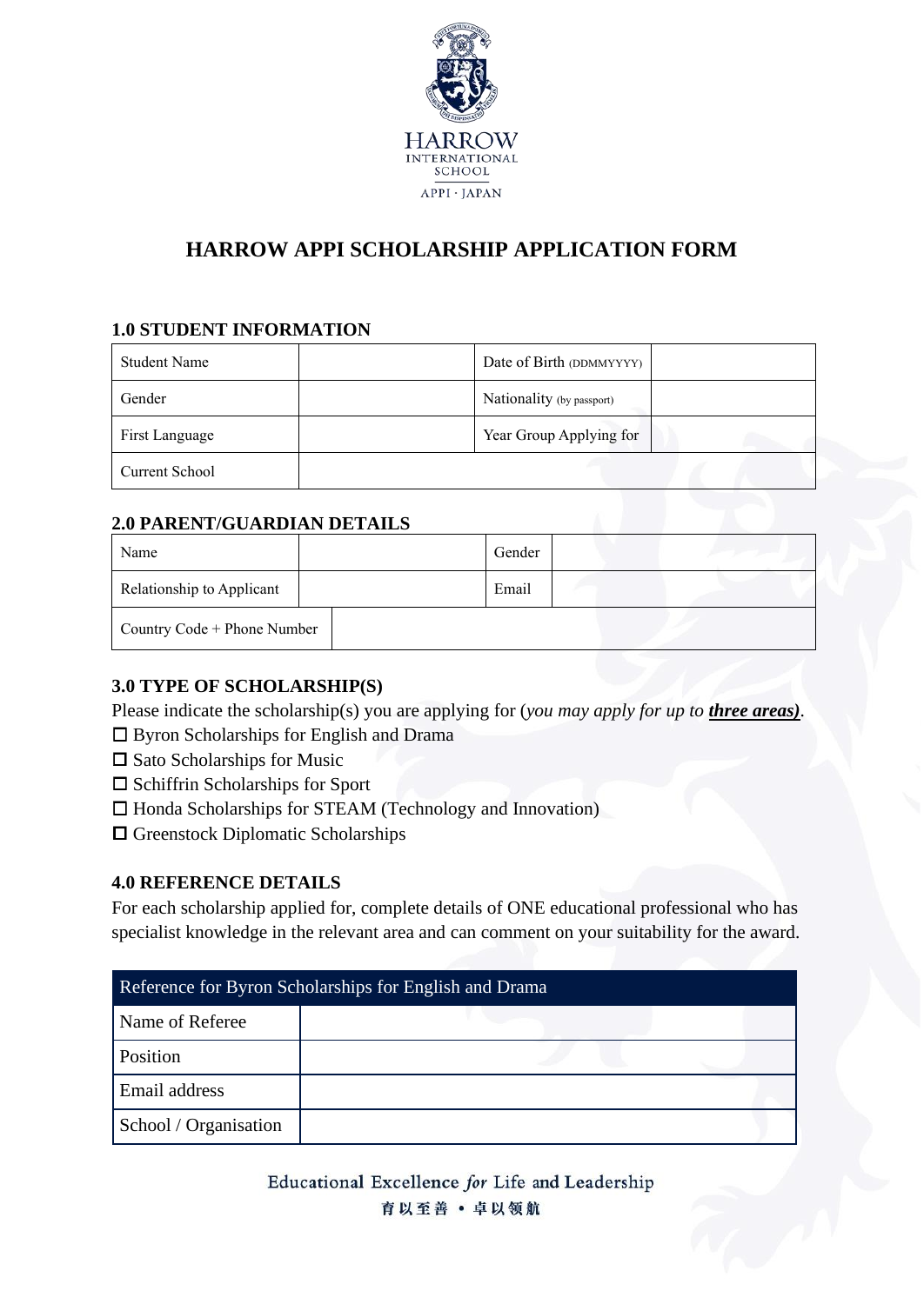HARROW
INTERNATIONAL
SCHOOL
APPI · JAPAN

# HARROW APPI SCHOLARSHIP APPLICATION FORM

### 1.0 STUDENT INFORMATION

| Student Name | | Date of Birth (DDMMYYYY) | |
|---|---|---|---|
| Gender | | Nationality (by passport) | |
| First Language | | Year Group Applying for | |
| Current School | | | |

### 2.0 PARENT/GUARDIAN DETAILS

| Name | | Gender | |
|---|---|---|---|
| Relationship to Applicant | | Email | |
| Country Code + Phone Number | | | |

### 3.0 TYPE OF SCHOLARSHIP(S)

Please indicate the scholarship(s) you are applying for (*you may apply for up to **three areas***).

- ☐ Byron Scholarships for English and Drama
- ☐ Sato Scholarships for Music
- ☐ Schiffrin Scholarships for Sport
- ☐ Honda Scholarships for STEAM (Technology and Innovation)
- ☐ Greenstock Diplomatic Scholarships

### 4.0 REFERENCE DETAILS

For each scholarship applied for, complete details of ONE educational professional who has specialist knowledge in the relevant area and can comment on your suitability for the award.

| Reference for Byron Scholarships for English and Drama | |
|---|---|
| Name of Referee | |
| Position | |
| Email address | |
| School / Organisation | |

Educational Excellence *for* Life and Leadership
育以至善 • 卓以领航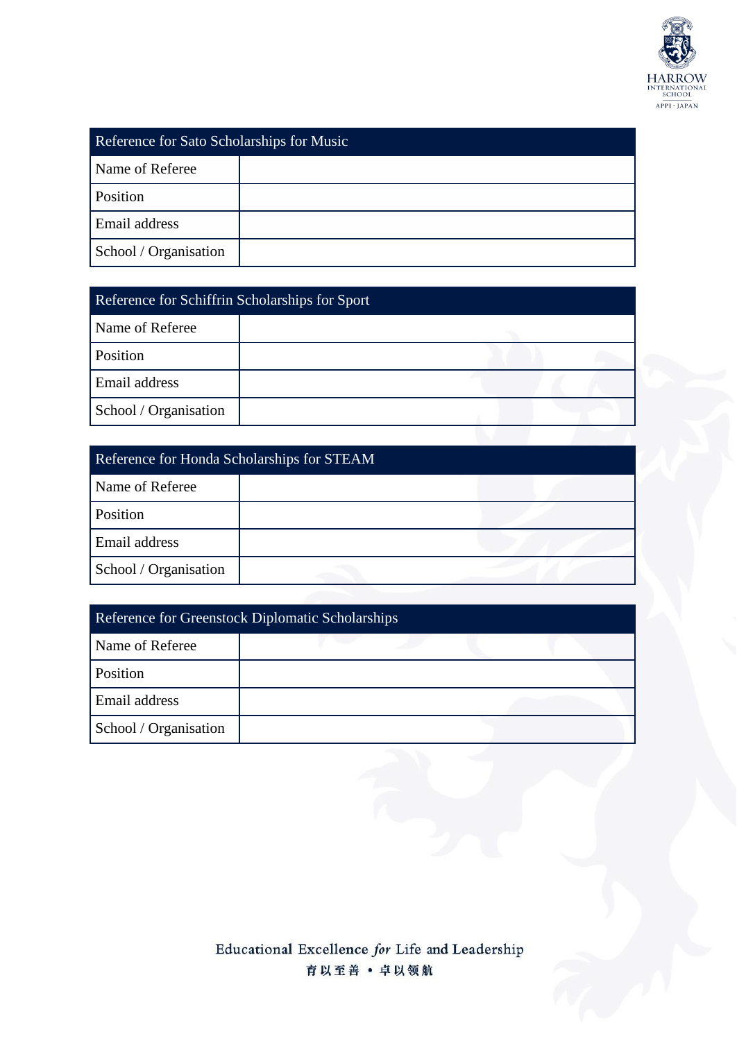| Reference for Sato Scholarships for Music | |
|---|---|
| Name of Referee | |
| Position | |
| Email address | |
| School / Organisation | |

| Reference for Schiffrin Scholarships for Sport | |
|---|---|
| Name of Referee | |
| Position | |
| Email address | |
| School / Organisation | |

| Reference for Honda Scholarships for STEAM | |
|---|---|
| Name of Referee | |
| Position | |
| Email address | |
| School / Organisation | |

| Reference for Greenstock Diplomatic Scholarships | |
|---|---|
| Name of Referee | |
| Position | |
| Email address | |
| School / Organisation | |

Educational Excellence *for* Life and Leadership
育以至善 • 卓以领航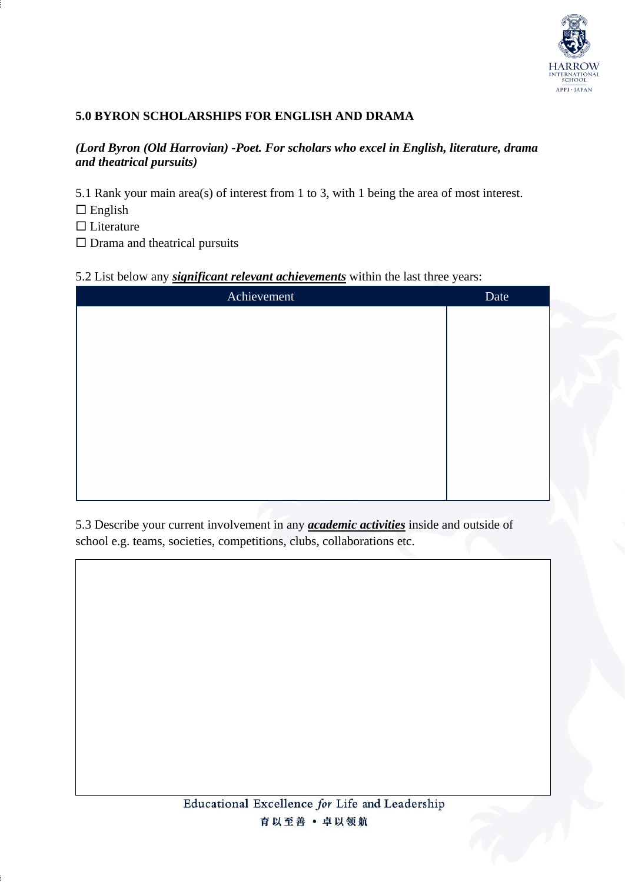## 5.0 BYRON SCHOLARSHIPS FOR ENGLISH AND DRAMA

***(Lord Byron (Old Harrovian) -Poet. For scholars who excel in English, literature, drama and theatrical pursuits)***

5.1 Rank your main area(s) of interest from 1 to 3, with 1 being the area of most interest.

☐ English

☐ Literature

☐ Drama and theatrical pursuits

5.2 List below any ***significant relevant achievements*** within the last three years:

| Achievement | Date |
|---|---|
| | |

5.3 Describe your current involvement in any ***academic activities*** inside and outside of school e.g. teams, societies, competitions, clubs, collaborations etc.

| |
|---|
| |

Educational Excellence *for* Life and Leadership

育以至善 • 卓以领航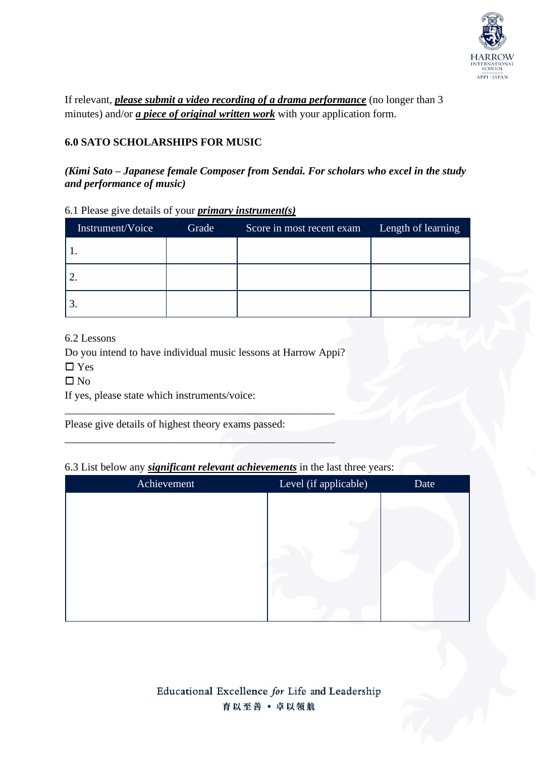If relevant, ***please submit a video recording of a drama performance*** (no longer than 3 minutes) and/or ***a piece of original written work*** with your application form.

**6.0 SATO SCHOLARSHIPS FOR MUSIC**

***(Kimi Sato – Japanese female Composer from Sendai. For scholars who excel in the study and performance of music)***

6.1 Please give details of your ***primary instrument(s)***

| Instrument/Voice | Grade | Score in most recent exam | Length of learning |
|---|---|---|---|
| 1. | | | |
| 2. | | | |
| 3. | | | |

6.2 Lessons

Do you intend to have individual music lessons at Harrow Appi?

☐ Yes

☐ No

If yes, please state which instruments/voice:

_______________________________________________

Please give details of highest theory exams passed:

_______________________________________________

6.3 List below any ***significant relevant achievements*** in the last three years:

| Achievement | Level (if applicable) | Date |
|---|---|---|
| | | |

Educational Excellence *for* Life and Leadership

育以至善 • 卓以领航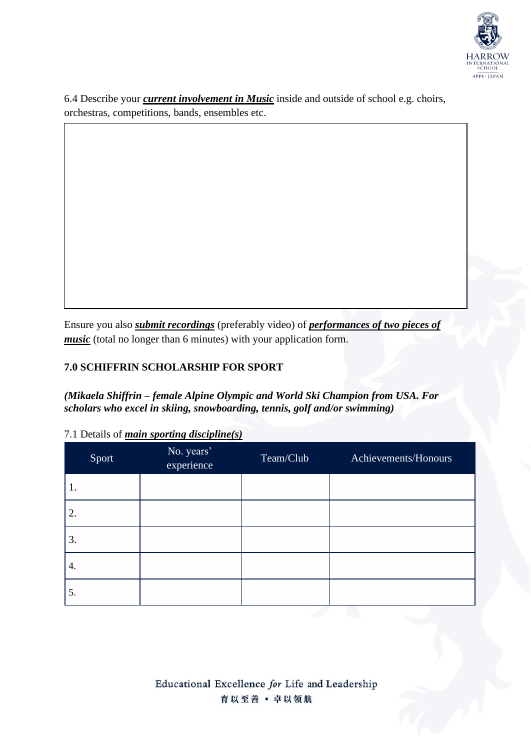6.4 Describe your ***current involvement in Music*** inside and outside of school e.g. choirs, orchestras, competitions, bands, ensembles etc.

Ensure you also ***submit recordings*** (preferably video) of ***performances of two pieces of music*** (total no longer than 6 minutes) with your application form.

## 7.0 SCHIFFRIN SCHOLARSHIP FOR SPORT

***(Mikaela Shiffrin – female Alpine Olympic and World Ski Champion from USA. For scholars who excel in skiing, snowboarding, tennis, golf and/or swimming)***

7.1 Details of ***main sporting discipline(s)***

| Sport | No. years' experience | Team/Club | Achievements/Honours |
|---|---|---|---|
| 1. | | | |
| 2. | | | |
| 3. | | | |
| 4. | | | |
| 5. | | | |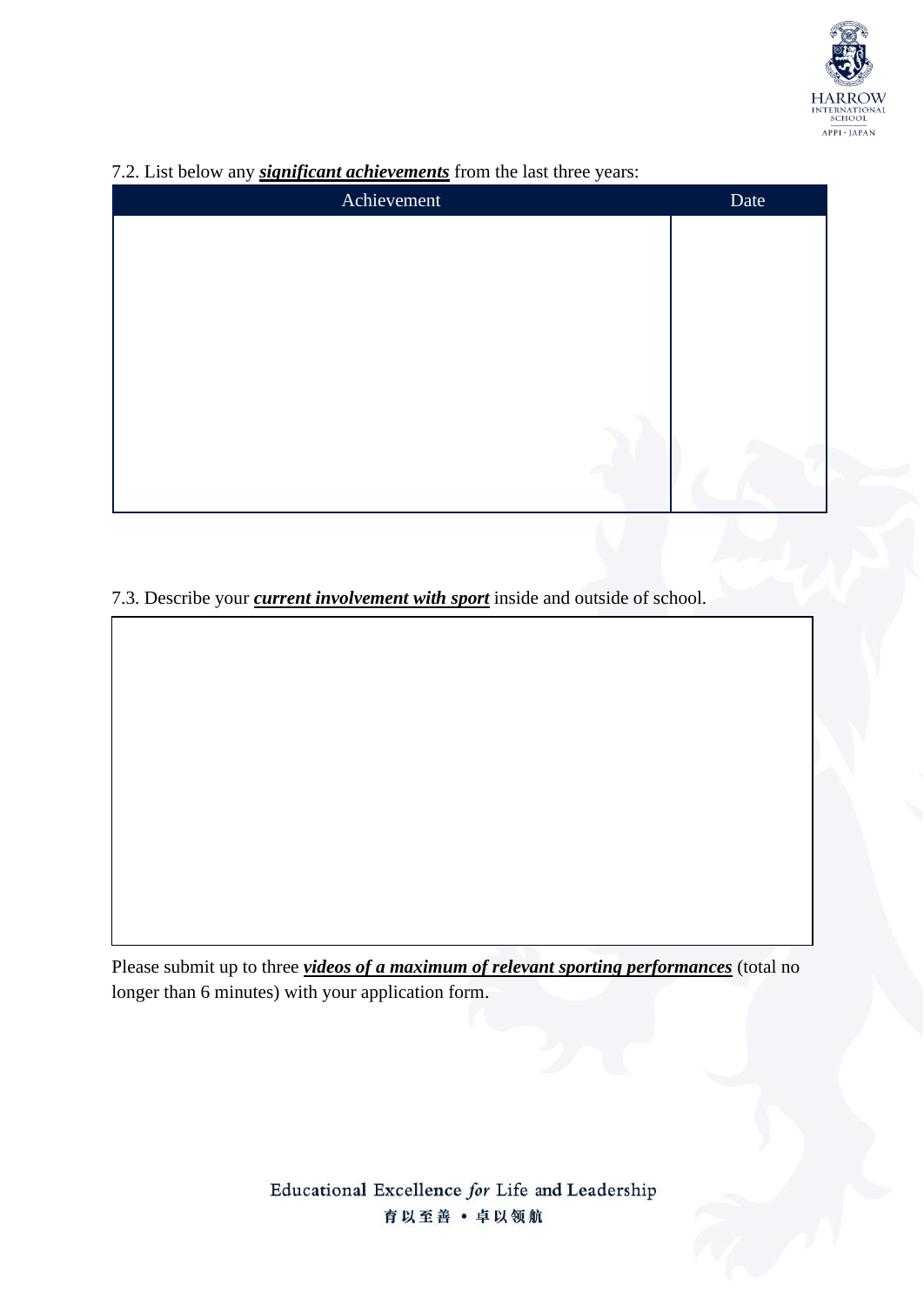7.2. List below any ***significant achievements*** from the last three years:

| Achievement | Date |
| --- | --- |
| | |

7.3. Describe your ***current involvement with sport*** inside and outside of school.

Please submit up to three ***videos of a maximum of relevant sporting performances*** (total no longer than 6 minutes) with your application form.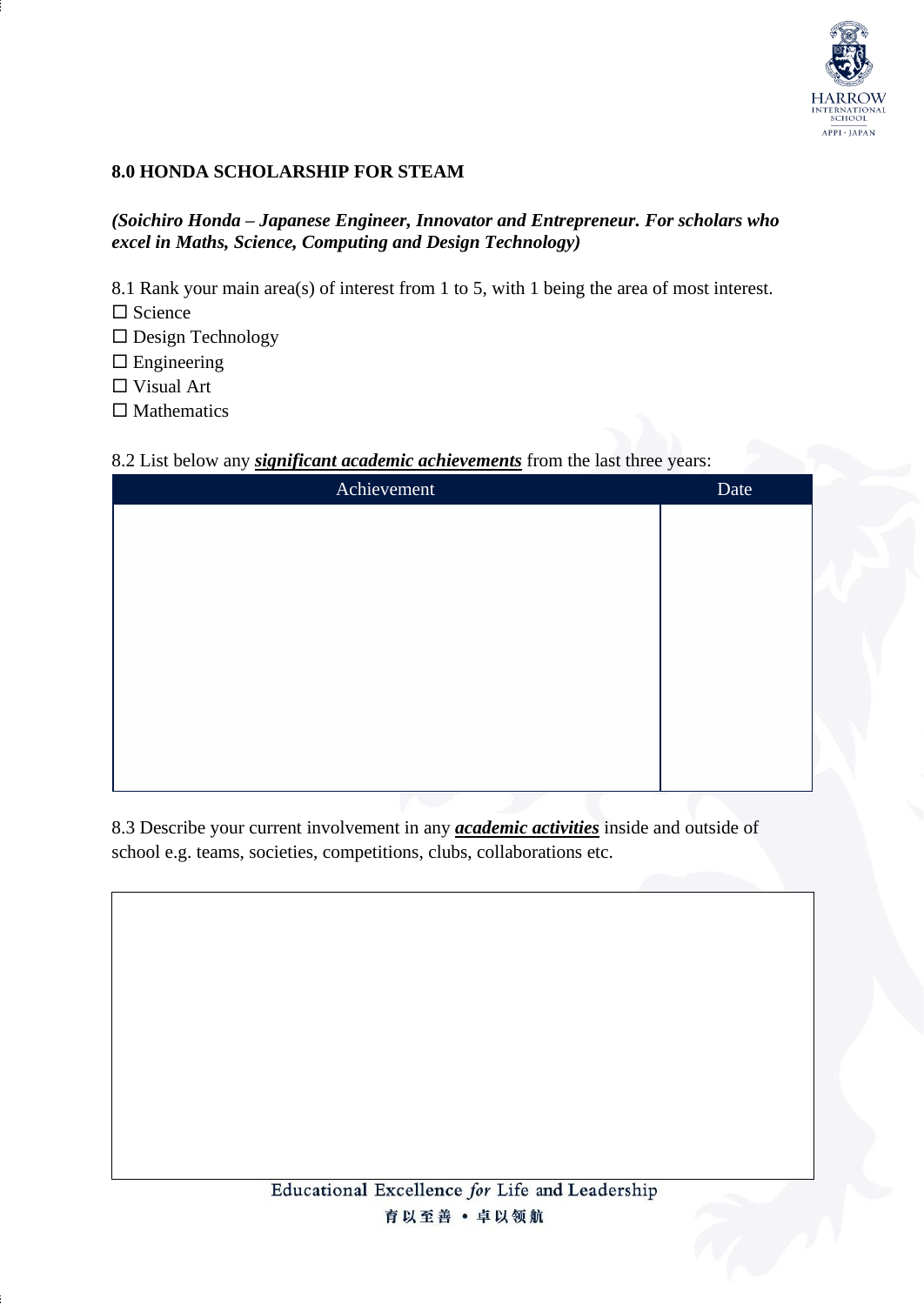## 8.0 HONDA SCHOLARSHIP FOR STEAM

***(Soichiro Honda – Japanese Engineer, Innovator and Entrepreneur. For scholars who excel in Maths, Science, Computing and Design Technology)***

8.1 Rank your main area(s) of interest from 1 to 5, with 1 being the area of most interest.

☐ Science
☐ Design Technology
☐ Engineering
☐ Visual Art
☐ Mathematics

8.2 List below any ***significant academic achievements*** from the last three years:

| Achievement | Date |
|---|---|
| | |

8.3 Describe your current involvement in any ***academic activities*** inside and outside of school e.g. teams, societies, competitions, clubs, collaborations etc.

| |
|---|
| |

Educational Excellence *for* Life and Leadership

育以至善 • 卓以领航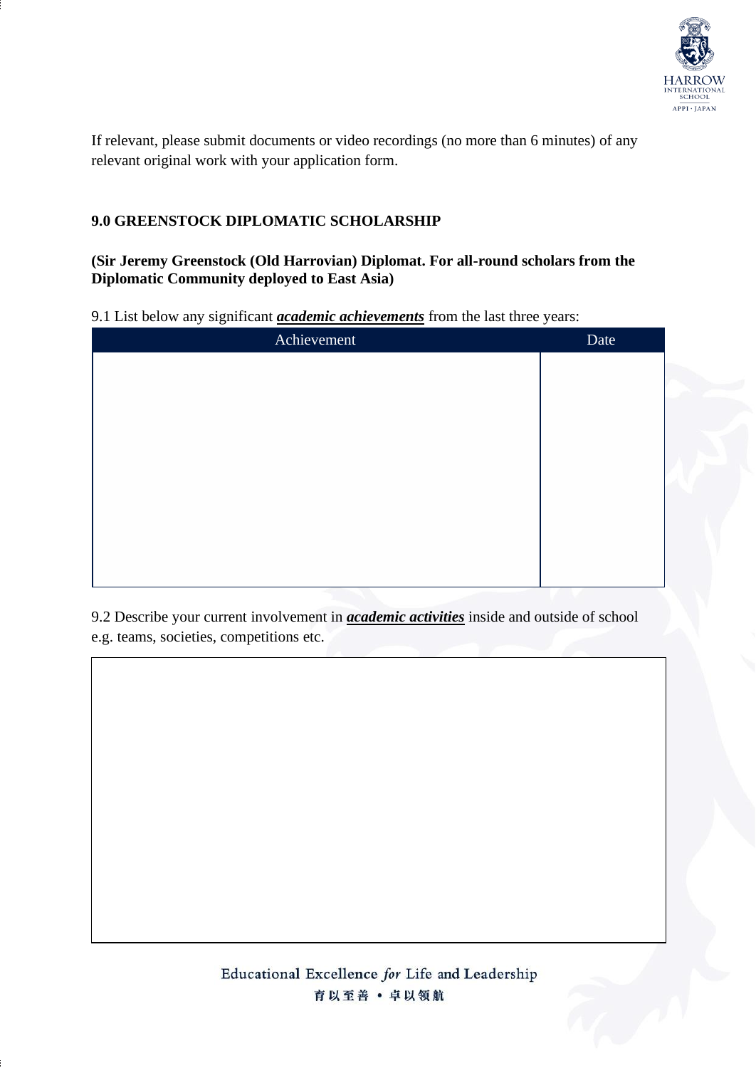If relevant, please submit documents or video recordings (no more than 6 minutes) of any relevant original work with your application form.

## 9.0 GREENSTOCK DIPLOMATIC SCHOLARSHIP

**(Sir Jeremy Greenstock (Old Harrovian) Diplomat. For all-round scholars from the Diplomatic Community deployed to East Asia)**

9.1 List below any significant ***academic achievements*** from the last three years:

| Achievement | Date |
| --- | --- |
| | |

9.2 Describe your current involvement in ***academic activities*** inside and outside of school e.g. teams, societies, competitions etc.

| |
| --- |
| |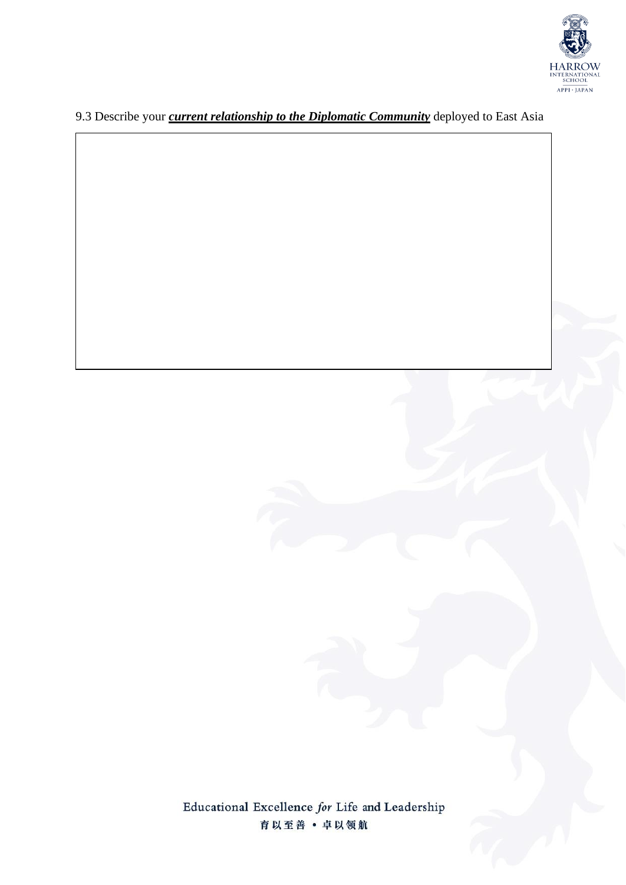9.3 Describe your ***current relationship to the Diplomatic Community*** deployed to East Asia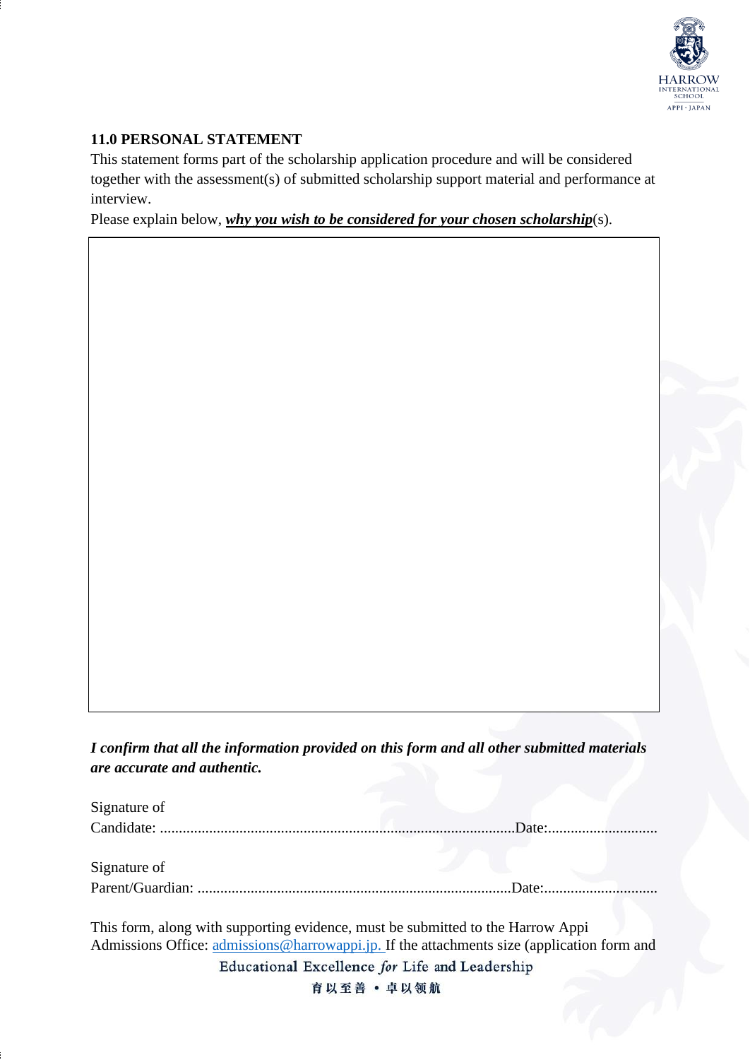## 11.0 PERSONAL STATEMENT

This statement forms part of the scholarship application procedure and will be considered together with the assessment(s) of submitted scholarship support material and performance at interview.

Please explain below, ***why you wish to be considered for your chosen scholarship***(s).

| |
|---|
| |

***I confirm that all the information provided on this form and all other submitted materials are accurate and authentic.***

Signature of Candidate: ............................................................................................Date:............................

Signature of Parent/Guardian: ..................................................................................Date:.............................

This form, along with supporting evidence, must be submitted to the Harrow Appi Admissions Office: admissions@harrowappi.jp. If the attachments size (application form and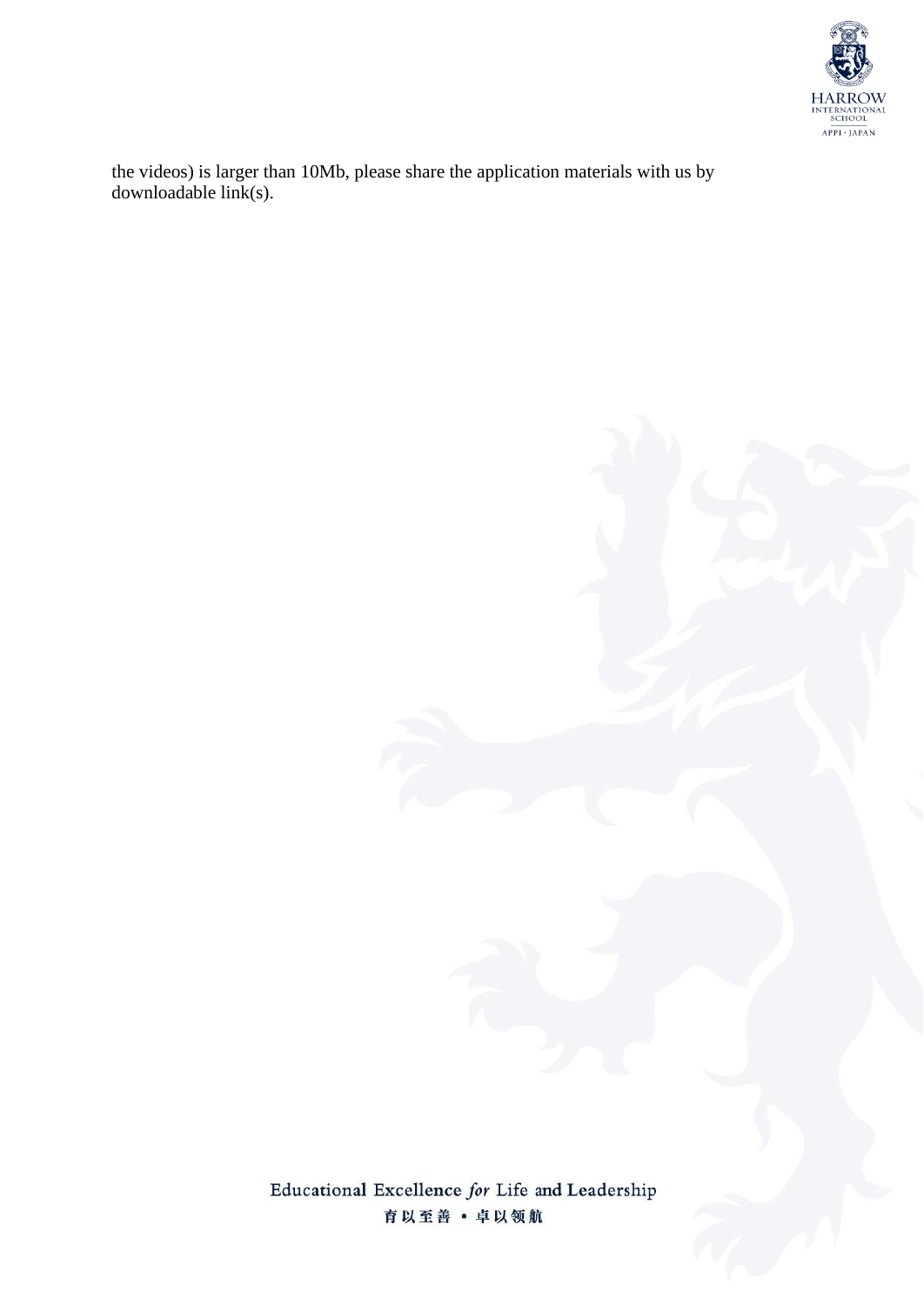the videos) is larger than 10Mb, please share the application materials with us by downloadable link(s).